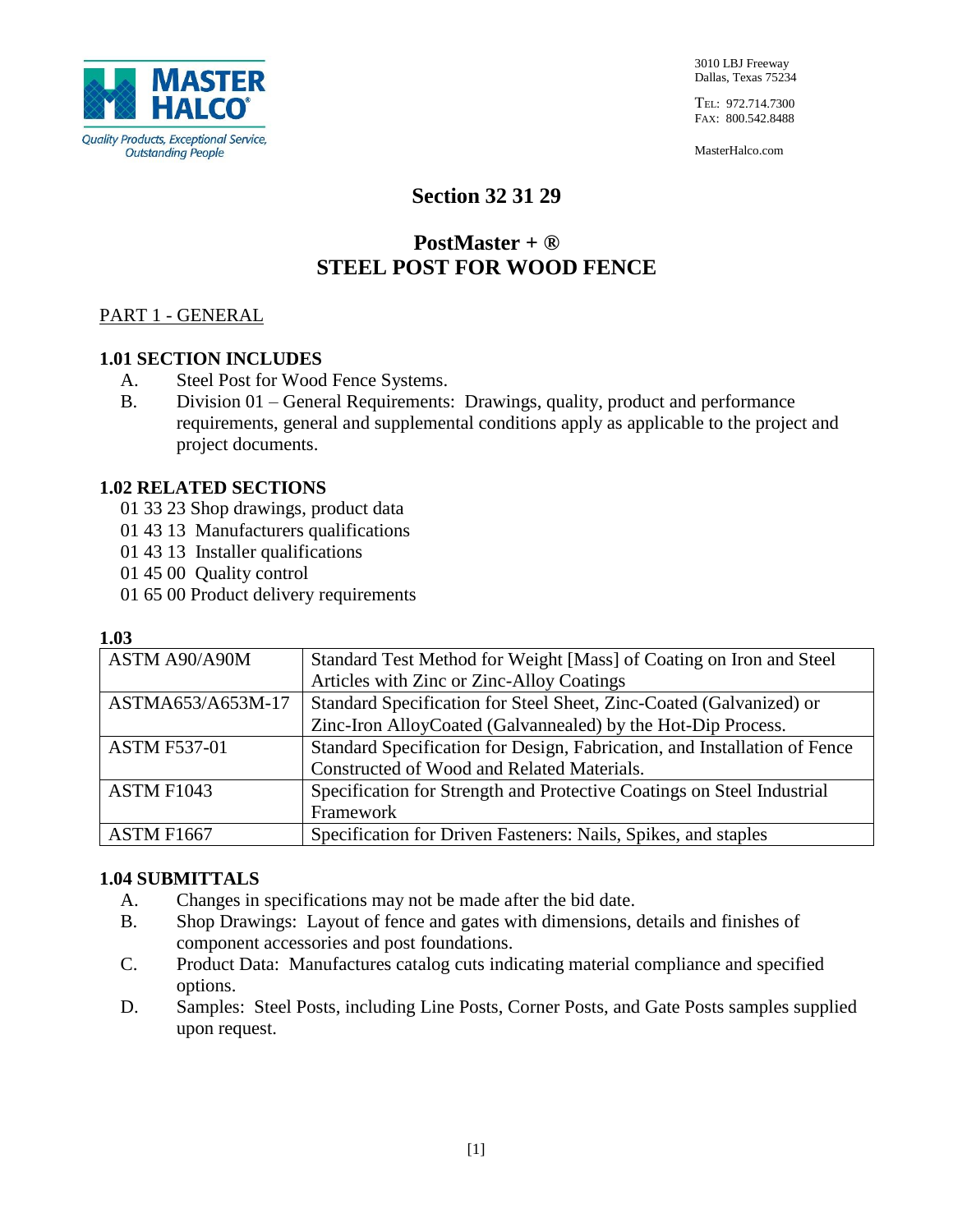MASTER HALCO®

*Quality Products, Exceptional Service, Outstanding People*

3010 LBJ Freeway
Dallas, Texas 75234

TEL: 972.714.7300
FAX: 800.542.8488

MasterHalco.com

# Section 32 31 29

# PostMaster + ®
# STEEL POST FOR WOOD FENCE

## PART 1 - GENERAL

### 1.01 SECTION INCLUDES

A. Steel Post for Wood Fence Systems.

B. Division 01 – General Requirements: Drawings, quality, product and performance requirements, general and supplemental conditions apply as applicable to the project and project documents.

### 1.02 RELATED SECTIONS

01 33 23 Shop drawings, product data
01 43 13 Manufacturers qualifications
01 43 13 Installer qualifications
01 45 00 Quality control
01 65 00 Product delivery requirements

### 1.03

| ASTM A90/A90M | Standard Test Method for Weight [Mass] of Coating on Iron and Steel Articles with Zinc or Zinc-Alloy Coatings |
|---|---|
| ASTMA653/A653M-17 | Standard Specification for Steel Sheet, Zinc-Coated (Galvanized) or Zinc-Iron AlloyCoated (Galvannealed) by the Hot-Dip Process. |
| ASTM F537-01 | Standard Specification for Design, Fabrication, and Installation of Fence Constructed of Wood and Related Materials. |
| ASTM F1043 | Specification for Strength and Protective Coatings on Steel Industrial Framework |
| ASTM F1667 | Specification for Driven Fasteners: Nails, Spikes, and staples |

### 1.04 SUBMITTALS

A. Changes in specifications may not be made after the bid date.

B. Shop Drawings: Layout of fence and gates with dimensions, details and finishes of component accessories and post foundations.

C. Product Data: Manufactures catalog cuts indicating material compliance and specified options.

D. Samples: Steel Posts, including Line Posts, Corner Posts, and Gate Posts samples supplied upon request.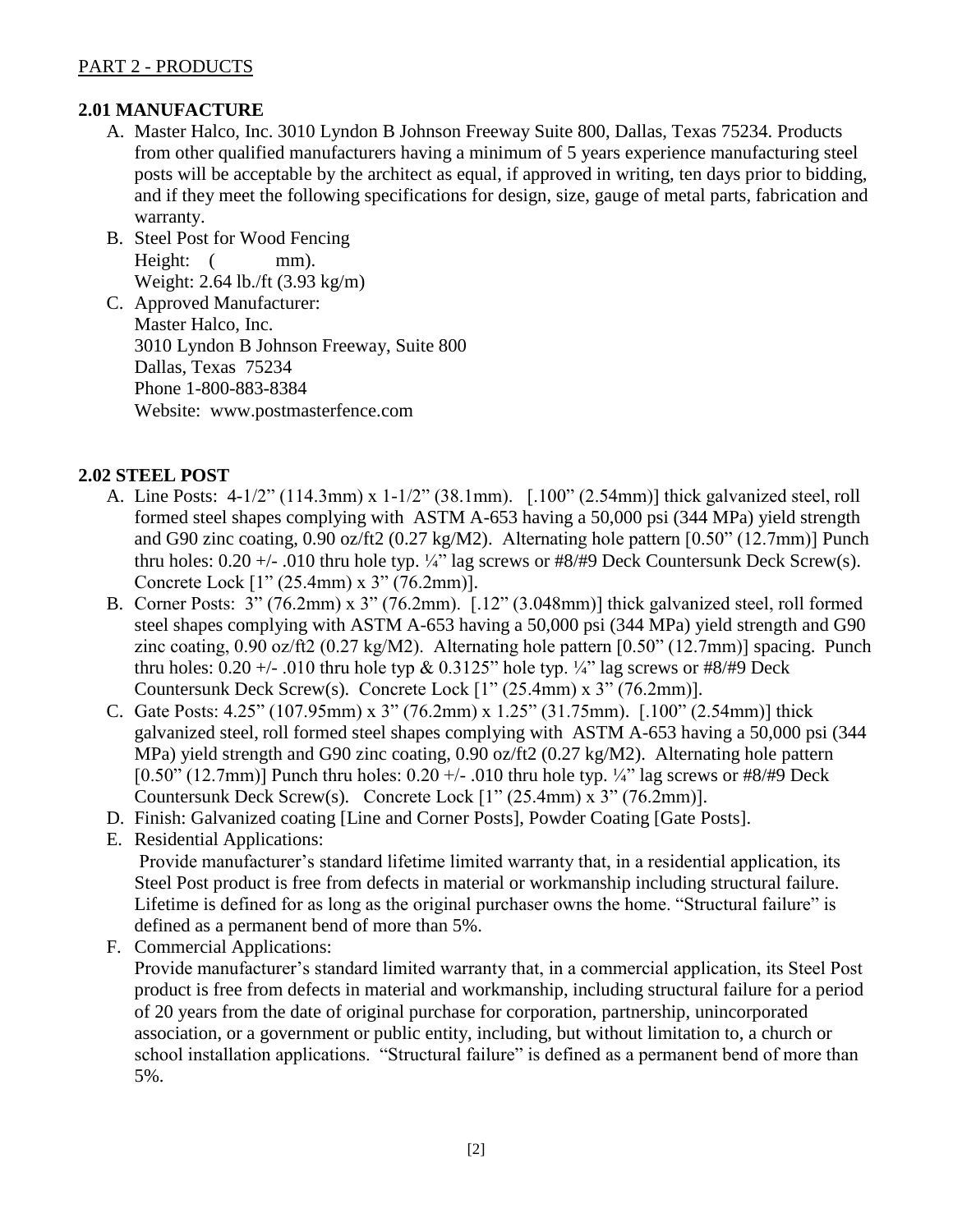PART 2 - PRODUCTS

**2.01 MANUFACTURE**

A. Master Halco, Inc. 3010 Lyndon B Johnson Freeway Suite 800, Dallas, Texas 75234. Products from other qualified manufacturers having a minimum of 5 years experience manufacturing steel posts will be acceptable by the architect as equal, if approved in writing, ten days prior to bidding, and if they meet the following specifications for design, size, gauge of metal parts, fabrication and warranty.

B. Steel Post for Wood Fencing
   Height: ( mm).
   Weight: 2.64 lb./ft (3.93 kg/m)

C. Approved Manufacturer:
   Master Halco, Inc.
   3010 Lyndon B Johnson Freeway, Suite 800
   Dallas, Texas 75234
   Phone 1-800-883-8384
   Website: www.postmasterfence.com

**2.02 STEEL POST**

A. Line Posts: 4-1/2" (114.3mm) x 1-1/2" (38.1mm). [.100" (2.54mm)] thick galvanized steel, roll formed steel shapes complying with ASTM A-653 having a 50,000 psi (344 MPa) yield strength and G90 zinc coating, 0.90 oz/ft2 (0.27 kg/M2). Alternating hole pattern [0.50" (12.7mm)] Punch thru holes: 0.20 +/- .010 thru hole typ. ¼" lag screws or #8/#9 Deck Countersunk Deck Screw(s). Concrete Lock [1" (25.4mm) x 3" (76.2mm)].

B. Corner Posts: 3" (76.2mm) x 3" (76.2mm). [.12" (3.048mm)] thick galvanized steel, roll formed steel shapes complying with ASTM A-653 having a 50,000 psi (344 MPa) yield strength and G90 zinc coating, 0.90 oz/ft2 (0.27 kg/M2). Alternating hole pattern [0.50" (12.7mm)] spacing. Punch thru holes: 0.20 +/- .010 thru hole typ & 0.3125" hole typ. ¼" lag screws or #8/#9 Deck Countersunk Deck Screw(s). Concrete Lock [1" (25.4mm) x 3" (76.2mm)].

C. Gate Posts: 4.25" (107.95mm) x 3" (76.2mm) x 1.25" (31.75mm). [.100" (2.54mm)] thick galvanized steel, roll formed steel shapes complying with ASTM A-653 having a 50,000 psi (344 MPa) yield strength and G90 zinc coating, 0.90 oz/ft2 (0.27 kg/M2). Alternating hole pattern [0.50" (12.7mm)] Punch thru holes: 0.20 +/- .010 thru hole typ. ¼" lag screws or #8/#9 Deck Countersunk Deck Screw(s). Concrete Lock [1" (25.4mm) x 3" (76.2mm)].

D. Finish: Galvanized coating [Line and Corner Posts], Powder Coating [Gate Posts].

E. Residential Applications:
   Provide manufacturer's standard lifetime limited warranty that, in a residential application, its Steel Post product is free from defects in material or workmanship including structural failure. Lifetime is defined for as long as the original purchaser owns the home. "Structural failure" is defined as a permanent bend of more than 5%.

F. Commercial Applications:
   Provide manufacturer's standard limited warranty that, in a commercial application, its Steel Post product is free from defects in material and workmanship, including structural failure for a period of 20 years from the date of original purchase for corporation, partnership, unincorporated association, or a government or public entity, including, but without limitation to, a church or school installation applications. "Structural failure" is defined as a permanent bend of more than 5%.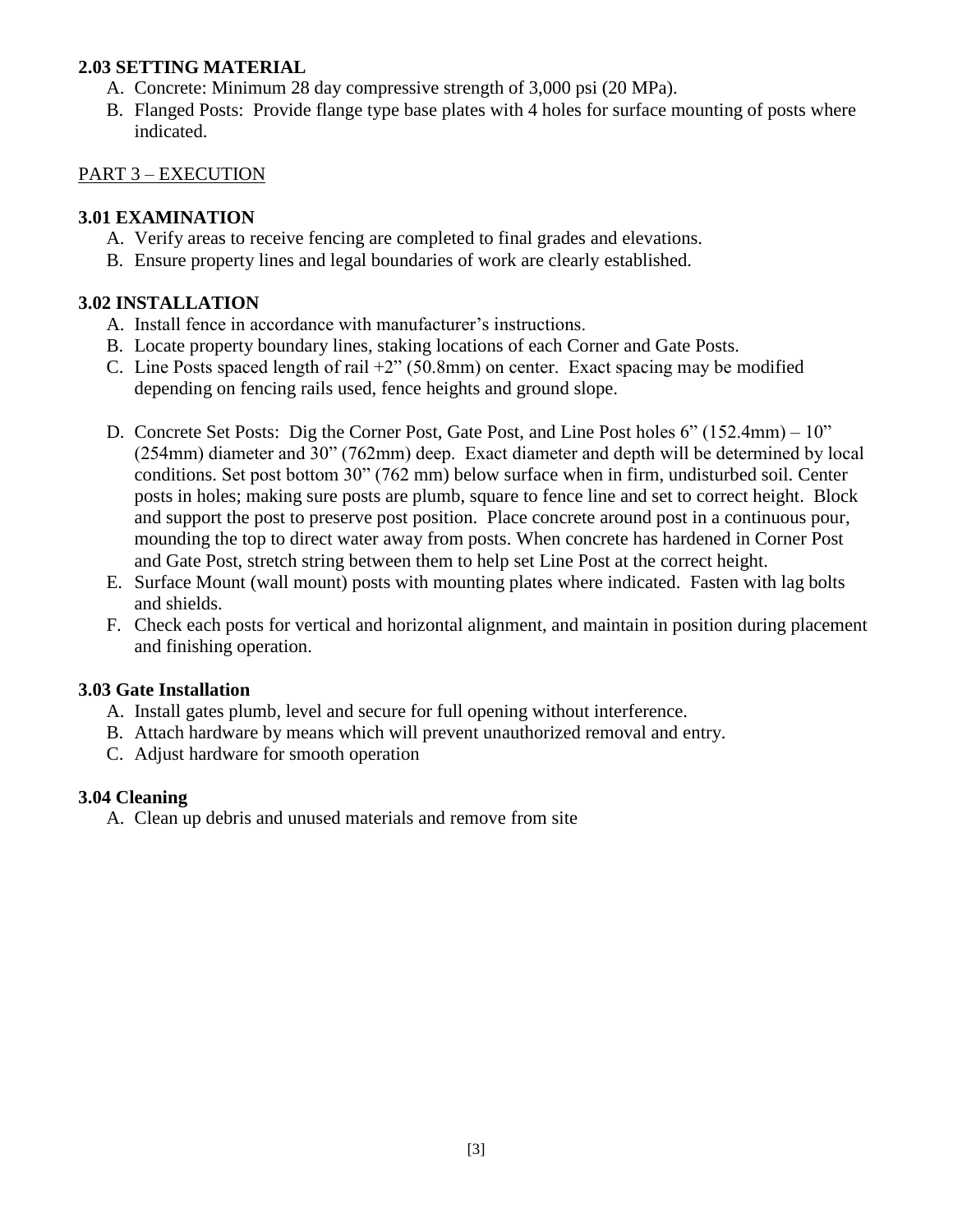### 2.03 SETTING MATERIAL

A. Concrete: Minimum 28 day compressive strength of 3,000 psi (20 MPa).
B. Flanged Posts: Provide flange type base plates with 4 holes for surface mounting of posts where indicated.

## PART 3 – EXECUTION

### 3.01 EXAMINATION

A. Verify areas to receive fencing are completed to final grades and elevations.
B. Ensure property lines and legal boundaries of work are clearly established.

### 3.02 INSTALLATION

A. Install fence in accordance with manufacturer's instructions.
B. Locate property boundary lines, staking locations of each Corner and Gate Posts.
C. Line Posts spaced length of rail +2" (50.8mm) on center. Exact spacing may be modified depending on fencing rails used, fence heights and ground slope.
D. Concrete Set Posts: Dig the Corner Post, Gate Post, and Line Post holes 6" (152.4mm) – 10" (254mm) diameter and 30" (762mm) deep. Exact diameter and depth will be determined by local conditions. Set post bottom 30" (762 mm) below surface when in firm, undisturbed soil. Center posts in holes; making sure posts are plumb, square to fence line and set to correct height. Block and support the post to preserve post position. Place concrete around post in a continuous pour, mounding the top to direct water away from posts. When concrete has hardened in Corner Post and Gate Post, stretch string between them to help set Line Post at the correct height.
E. Surface Mount (wall mount) posts with mounting plates where indicated. Fasten with lag bolts and shields.
F. Check each posts for vertical and horizontal alignment, and maintain in position during placement and finishing operation.

### 3.03 Gate Installation

A. Install gates plumb, level and secure for full opening without interference.
B. Attach hardware by means which will prevent unauthorized removal and entry.
C. Adjust hardware for smooth operation

### 3.04 Cleaning

A. Clean up debris and unused materials and remove from site